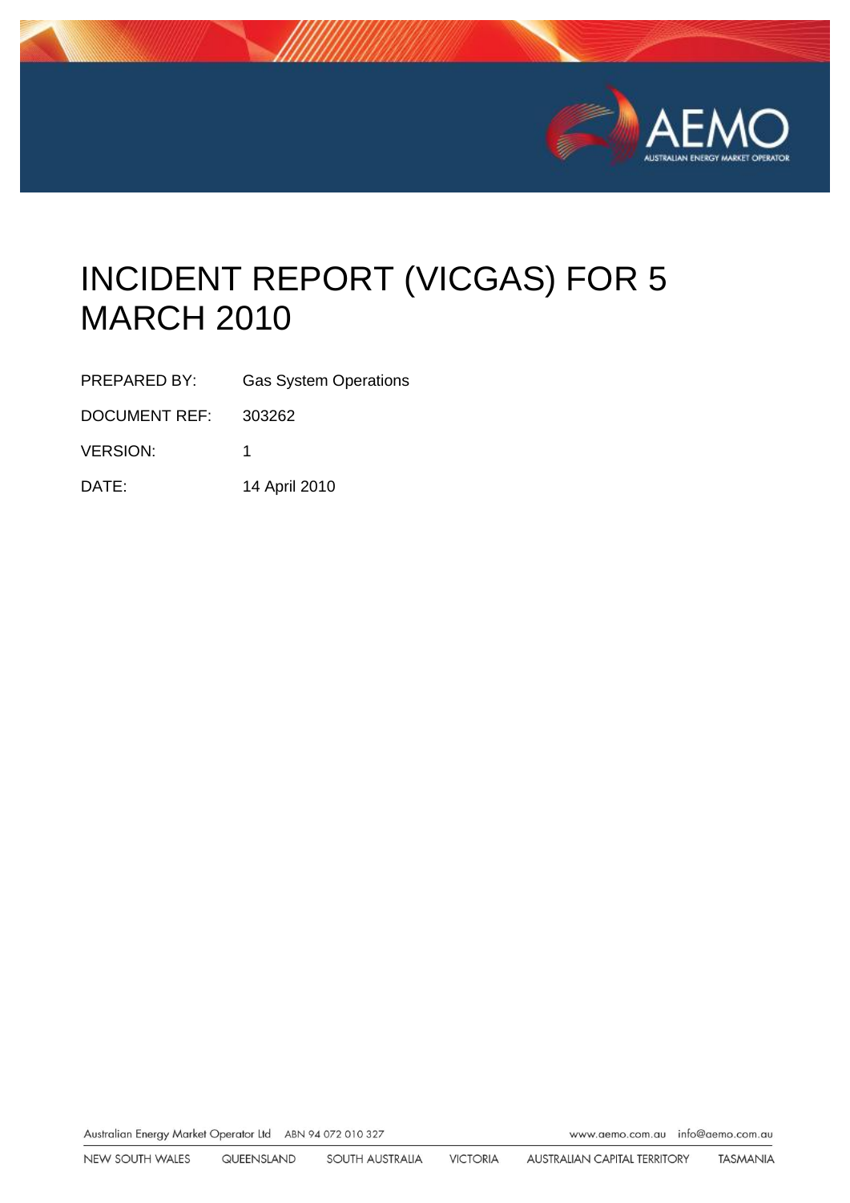# INCIDENT REPORT (VICGAS) FOR 5 MARCH 2010

| | |
|---|---|
| PREPARED BY: | Gas System Operations |
| DOCUMENT REF: | 303262 |
| VERSION: | 1 |
| DATE: | 14 April 2010 |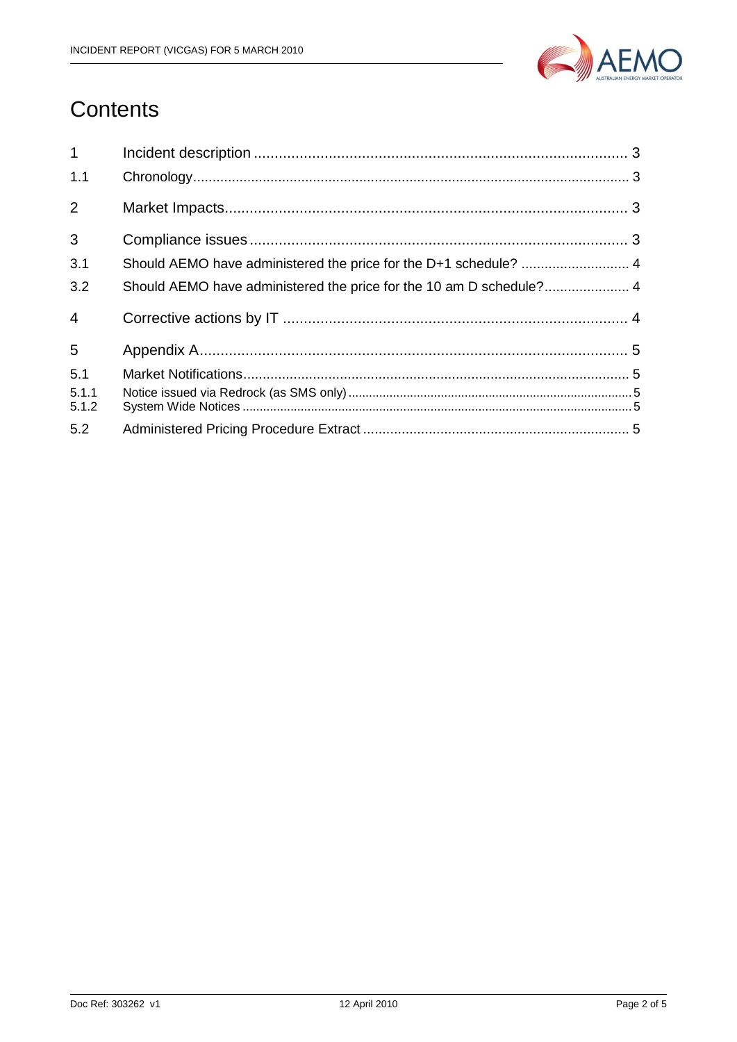# Contents

| | | |
|---|---|---|
| 1 | Incident description | 3 |
| 1.1 | Chronology | 3 |
| 2 | Market Impacts | 3 |
| 3 | Compliance issues | 3 |
| 3.1 | Should AEMO have administered the price for the D+1 schedule? | 4 |
| 3.2 | Should AEMO have administered the price for the 10 am D schedule? | 4 |
| 4 | Corrective actions by IT | 4 |
| 5 | Appendix A | 5 |
| 5.1 | Market Notifications | 5 |
| 5.1.1 | Notice issued via Redrock (as SMS only) | 5 |
| 5.1.2 | System Wide Notices | 5 |
| 5.2 | Administered Pricing Procedure Extract | 5 |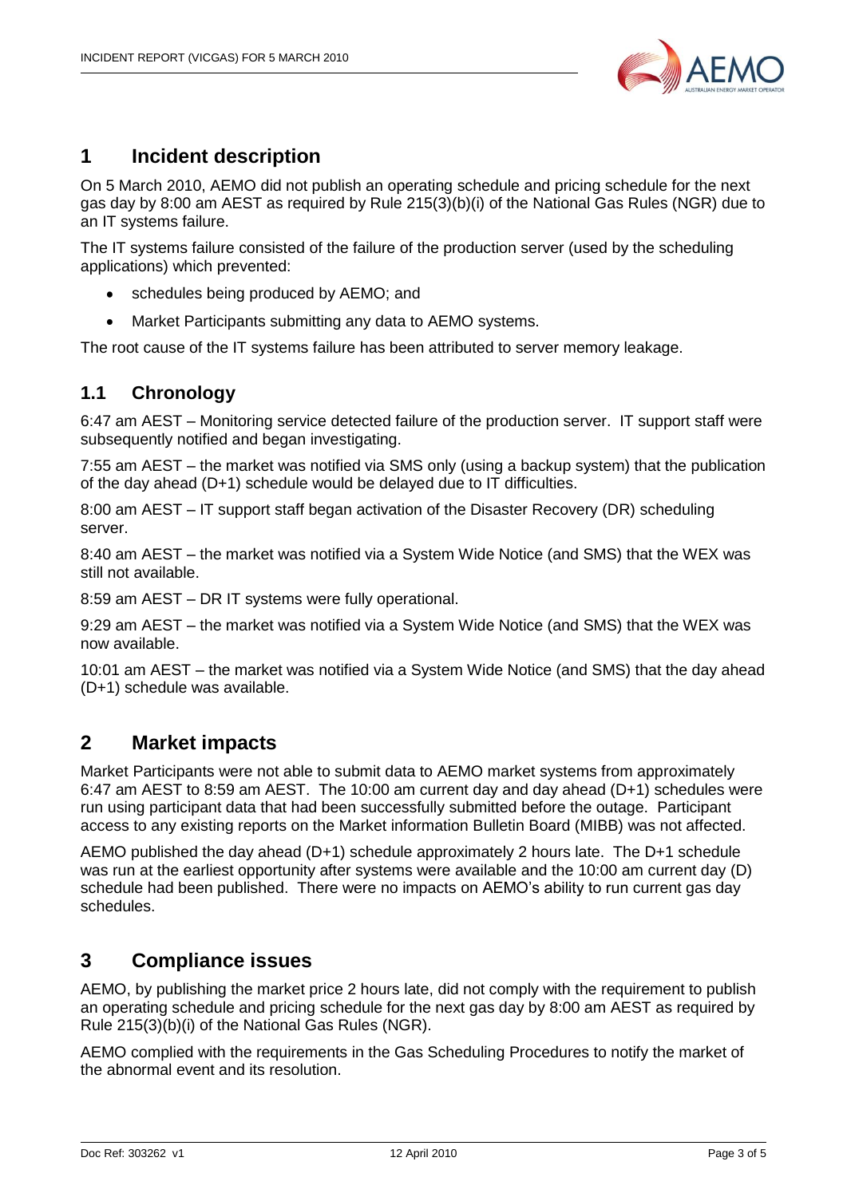# 1 Incident description

On 5 March 2010, AEMO did not publish an operating schedule and pricing schedule for the next gas day by 8:00 am AEST as required by Rule 215(3)(b)(i) of the National Gas Rules (NGR) due to an IT systems failure.

The IT systems failure consisted of the failure of the production server (used by the scheduling applications) which prevented:

- schedules being produced by AEMO; and
- Market Participants submitting any data to AEMO systems.

The root cause of the IT systems failure has been attributed to server memory leakage.

## 1.1 Chronology

6:47 am AEST – Monitoring service detected failure of the production server. IT support staff were subsequently notified and began investigating.

7:55 am AEST – the market was notified via SMS only (using a backup system) that the publication of the day ahead (D+1) schedule would be delayed due to IT difficulties.

8:00 am AEST – IT support staff began activation of the Disaster Recovery (DR) scheduling server.

8:40 am AEST – the market was notified via a System Wide Notice (and SMS) that the WEX was still not available.

8:59 am AEST – DR IT systems were fully operational.

9:29 am AEST – the market was notified via a System Wide Notice (and SMS) that the WEX was now available.

10:01 am AEST – the market was notified via a System Wide Notice (and SMS) that the day ahead (D+1) schedule was available.

# 2 Market impacts

Market Participants were not able to submit data to AEMO market systems from approximately 6:47 am AEST to 8:59 am AEST. The 10:00 am current day and day ahead (D+1) schedules were run using participant data that had been successfully submitted before the outage. Participant access to any existing reports on the Market information Bulletin Board (MIBB) was not affected.

AEMO published the day ahead (D+1) schedule approximately 2 hours late. The D+1 schedule was run at the earliest opportunity after systems were available and the 10:00 am current day (D) schedule had been published. There were no impacts on AEMO's ability to run current gas day schedules.

# 3 Compliance issues

AEMO, by publishing the market price 2 hours late, did not comply with the requirement to publish an operating schedule and pricing schedule for the next gas day by 8:00 am AEST as required by Rule 215(3)(b)(i) of the National Gas Rules (NGR).

AEMO complied with the requirements in the Gas Scheduling Procedures to notify the market of the abnormal event and its resolution.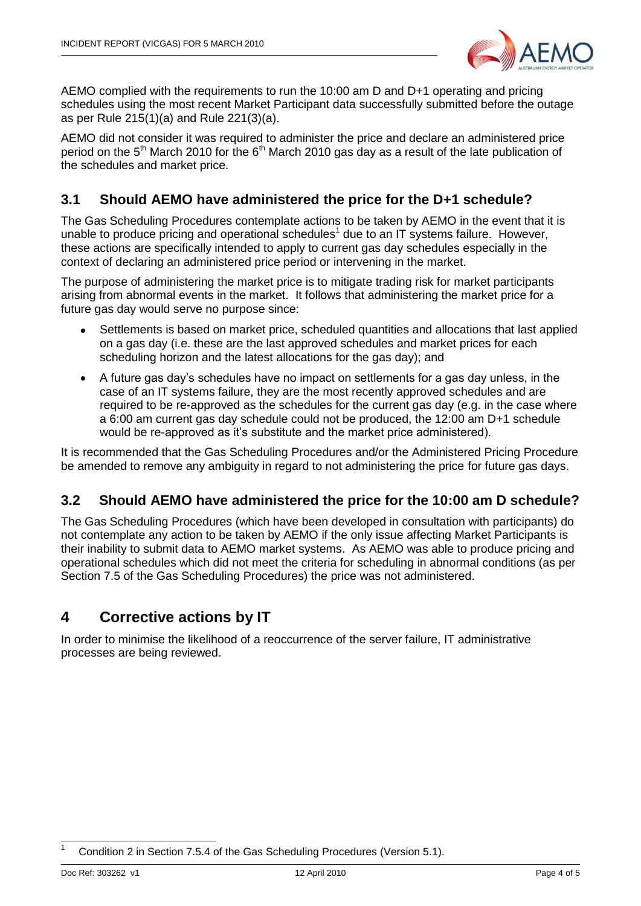AEMO complied with the requirements to run the 10:00 am D and D+1 operating and pricing schedules using the most recent Market Participant data successfully submitted before the outage as per Rule 215(1)(a) and Rule 221(3)(a).

AEMO did not consider it was required to administer the price and declare an administered price period on the 5th March 2010 for the 6th March 2010 gas day as a result of the late publication of the schedules and market price.

## 3.1 Should AEMO have administered the price for the D+1 schedule?

The Gas Scheduling Procedures contemplate actions to be taken by AEMO in the event that it is unable to produce pricing and operational schedules[1] due to an IT systems failure. However, these actions are specifically intended to apply to current gas day schedules especially in the context of declaring an administered price period or intervening in the market.

The purpose of administering the market price is to mitigate trading risk for market participants arising from abnormal events in the market. It follows that administering the market price for a future gas day would serve no purpose since:

- Settlements is based on market price, scheduled quantities and allocations that last applied on a gas day (i.e. these are the last approved schedules and market prices for each scheduling horizon and the latest allocations for the gas day); and
- A future gas day's schedules have no impact on settlements for a gas day unless, in the case of an IT systems failure, they are the most recently approved schedules and are required to be re-approved as the schedules for the current gas day (e.g. in the case where a 6:00 am current gas day schedule could not be produced, the 12:00 am D+1 schedule would be re-approved as it's substitute and the market price administered).

It is recommended that the Gas Scheduling Procedures and/or the Administered Pricing Procedure be amended to remove any ambiguity in regard to not administering the price for future gas days.

## 3.2 Should AEMO have administered the price for the 10:00 am D schedule?

The Gas Scheduling Procedures (which have been developed in consultation with participants) do not contemplate any action to be taken by AEMO if the only issue affecting Market Participants is their inability to submit data to AEMO market systems. As AEMO was able to produce pricing and operational schedules which did not meet the criteria for scheduling in abnormal conditions (as per Section 7.5 of the Gas Scheduling Procedures) the price was not administered.

# 4 Corrective actions by IT

In order to minimise the likelihood of a reoccurrence of the server failure, IT administrative processes are being reviewed.

[1] Condition 2 in Section 7.5.4 of the Gas Scheduling Procedures (Version 5.1).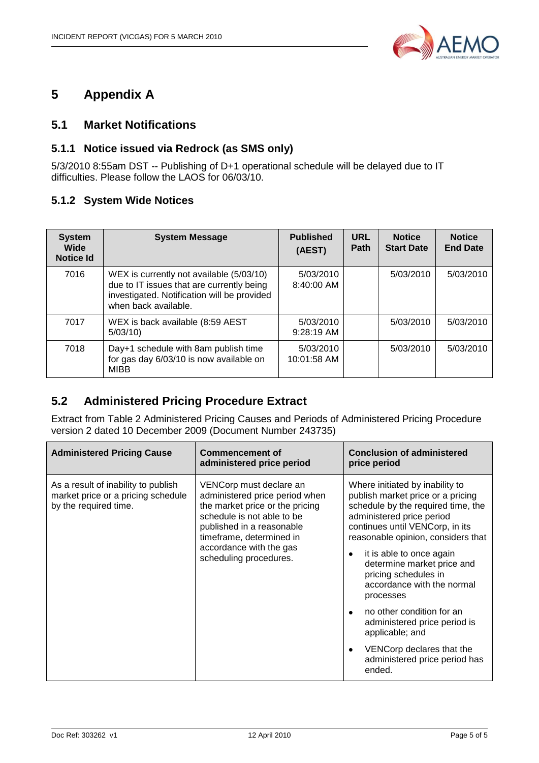# 5 Appendix A

## 5.1 Market Notifications

### 5.1.1 Notice issued via Redrock (as SMS only)

5/3/2010 8:55am DST -- Publishing of D+1 operational schedule will be delayed due to IT difficulties. Please follow the LAOS for 06/03/10.

### 5.1.2 System Wide Notices

| System Wide Notice Id | System Message | Published (AEST) | URL Path | Notice Start Date | Notice End Date |
|---|---|---|---|---|---|
| 7016 | WEX is currently not available (5/03/10) due to IT issues that are currently being investigated. Notification will be provided when back available. | 5/03/2010 8:40:00 AM | | 5/03/2010 | 5/03/2010 |
| 7017 | WEX is back available (8:59 AEST 5/03/10) | 5/03/2010 9:28:19 AM | | 5/03/2010 | 5/03/2010 |
| 7018 | Day+1 schedule with 8am publish time for gas day 6/03/10 is now available on MIBB | 5/03/2010 10:01:58 AM | | 5/03/2010 | 5/03/2010 |

## 5.2 Administered Pricing Procedure Extract

Extract from Table 2 Administered Pricing Causes and Periods of Administered Pricing Procedure version 2 dated 10 December 2009 (Document Number 243735)

| Administered Pricing Cause | Commencement of administered price period | Conclusion of administered price period |
|---|---|---|
| As a result of inability to publish market price or a pricing schedule by the required time. | VENCorp must declare an administered price period when the market price or the pricing schedule is not able to be published in a reasonable timeframe, determined in accordance with the gas scheduling procedures. | Where initiated by inability to publish market price or a pricing schedule by the required time, the administered price period continues until VENCorp, in its reasonable opinion, considers that<br>• it is able to once again determine market price and pricing schedules in accordance with the normal processes<br>• no other condition for an administered price period is applicable; and<br>• VENCorp declares that the administered price period has ended. |